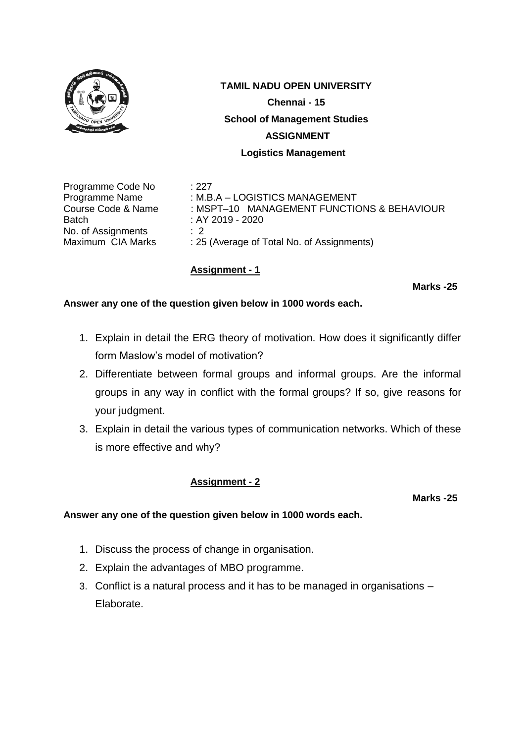# TAMIL NADU OPEN UNIVERSITY

**Chennai - 15**

**School of Management Studies**

**ASSIGNMENT**

**Logistics Management**

| | |
|---|---|
| Programme Code No | : 227 |
| Programme Name | : M.B.A – LOGISTICS MANAGEMENT |
| Course Code & Name | : MSPT–10 MANAGEMENT FUNCTIONS & BEHAVIOUR |
| Batch | : AY 2019 - 2020 |
| No. of Assignments | : 2 |
| Maximum CIA Marks | : 25 (Average of Total No. of Assignments) |

## Assignment - 1

**Marks -25**

**Answer any one of the question given below in 1000 words each.**

1. Explain in detail the ERG theory of motivation. How does it significantly differ form Maslow's model of motivation?
2. Differentiate between formal groups and informal groups. Are the informal groups in any way in conflict with the formal groups? If so, give reasons for your judgment.
3. Explain in detail the various types of communication networks. Which of these is more effective and why?

## Assignment - 2

**Marks -25**

**Answer any one of the question given below in 1000 words each.**

1. Discuss the process of change in organisation.
2. Explain the advantages of MBO programme.
3. Conflict is a natural process and it has to be managed in organisations – Elaborate.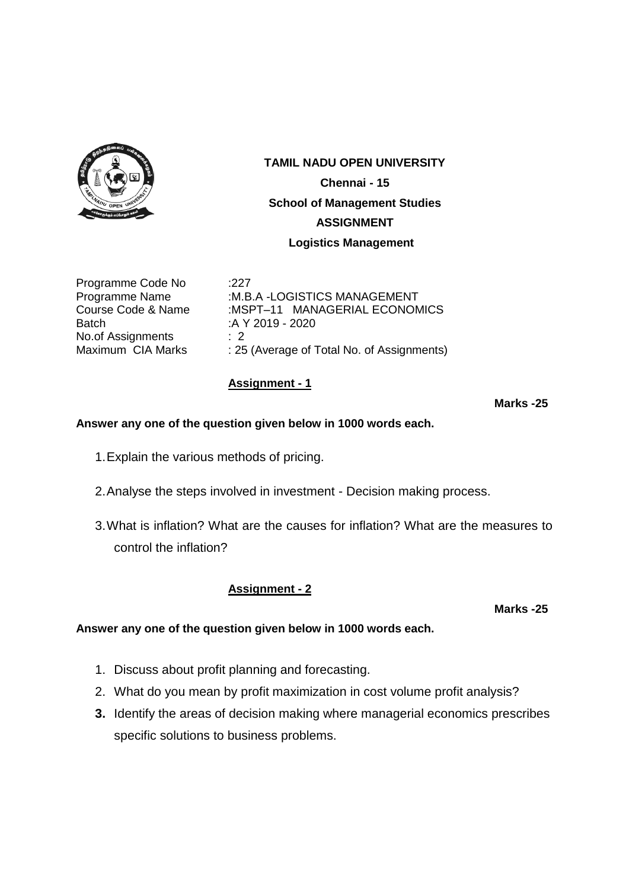**TAMIL NADU OPEN UNIVERSITY**

**Chennai - 15**

**School of Management Studies**

**ASSIGNMENT**

**Logistics Management**

| | |
|---|---|
| Programme Code No | :227 |
| Programme Name | :M.B.A -LOGISTICS MANAGEMENT |
| Course Code & Name | :MSPT–11 MANAGERIAL ECONOMICS |
| Batch | :A Y 2019 - 2020 |
| No.of Assignments | : 2 |
| Maximum CIA Marks | : 25 (Average of Total No. of Assignments) |

## Assignment - 1

**Marks -25**

**Answer any one of the question given below in 1000 words each.**

1. Explain the various methods of pricing.
2. Analyse the steps involved in investment - Decision making process.
3. What is inflation? What are the causes for inflation? What are the measures to control the inflation?

## Assignment - 2

**Marks -25**

**Answer any one of the question given below in 1000 words each.**

1. Discuss about profit planning and forecasting.
2. What do you mean by profit maximization in cost volume profit analysis?
3. Identify the areas of decision making where managerial economics prescribes specific solutions to business problems.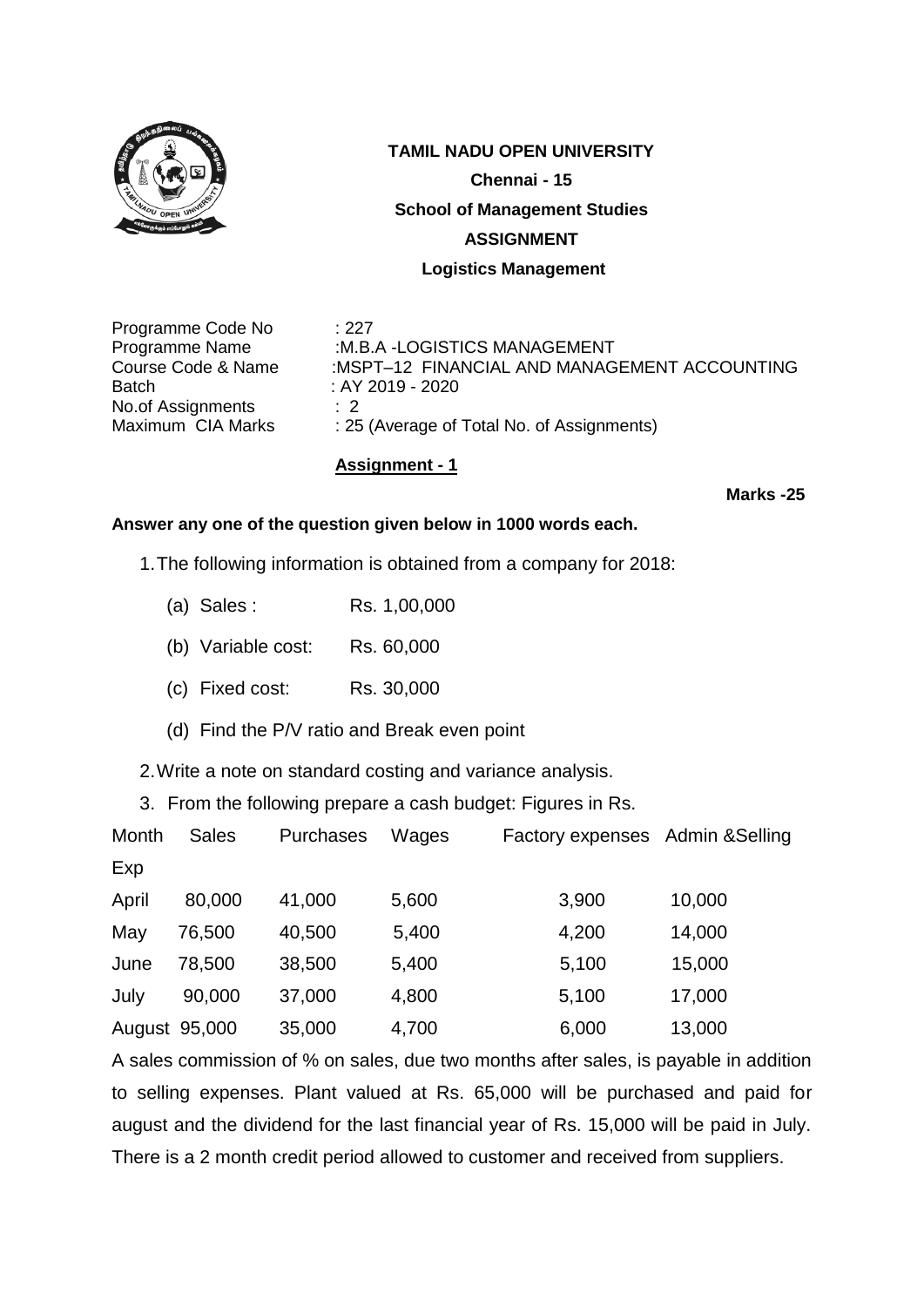**TAMIL NADU OPEN UNIVERSITY**

**Chennai - 15**

**School of Management Studies**

**ASSIGNMENT**

**Logistics Management**

Programme Code No : 227
Programme Name :M.B.A -LOGISTICS MANAGEMENT
Course Code & Name :MSPT–12 FINANCIAL AND MANAGEMENT ACCOUNTING
Batch : AY 2019 - 2020
No.of Assignments : 2
Maximum CIA Marks : 25 (Average of Total No. of Assignments)

**Assignment - 1**

**Marks -25**

**Answer any one of the question given below in 1000 words each.**

1. The following information is obtained from a company for 2018:

    (a) Sales : Rs. 1,00,000

    (b) Variable cost: Rs. 60,000

    (c) Fixed cost: Rs. 30,000

    (d) Find the P/V ratio and Break even point

2. Write a note on standard costing and variance analysis.

3. From the following prepare a cash budget: Figures in Rs.

| Month | Sales | Purchases | Wages | Factory expenses | Admin &Selling Exp |
|---|---|---|---|---|---|
| April | 80,000 | 41,000 | 5,600 | 3,900 | 10,000 |
| May | 76,500 | 40,500 | 5,400 | 4,200 | 14,000 |
| June | 78,500 | 38,500 | 5,400 | 5,100 | 15,000 |
| July | 90,000 | 37,000 | 4,800 | 5,100 | 17,000 |
| August | 95,000 | 35,000 | 4,700 | 6,000 | 13,000 |

A sales commission of % on sales, due two months after sales, is payable in addition to selling expenses. Plant valued at Rs. 65,000 will be purchased and paid for august and the dividend for the last financial year of Rs. 15,000 will be paid in July. There is a 2 month credit period allowed to customer and received from suppliers.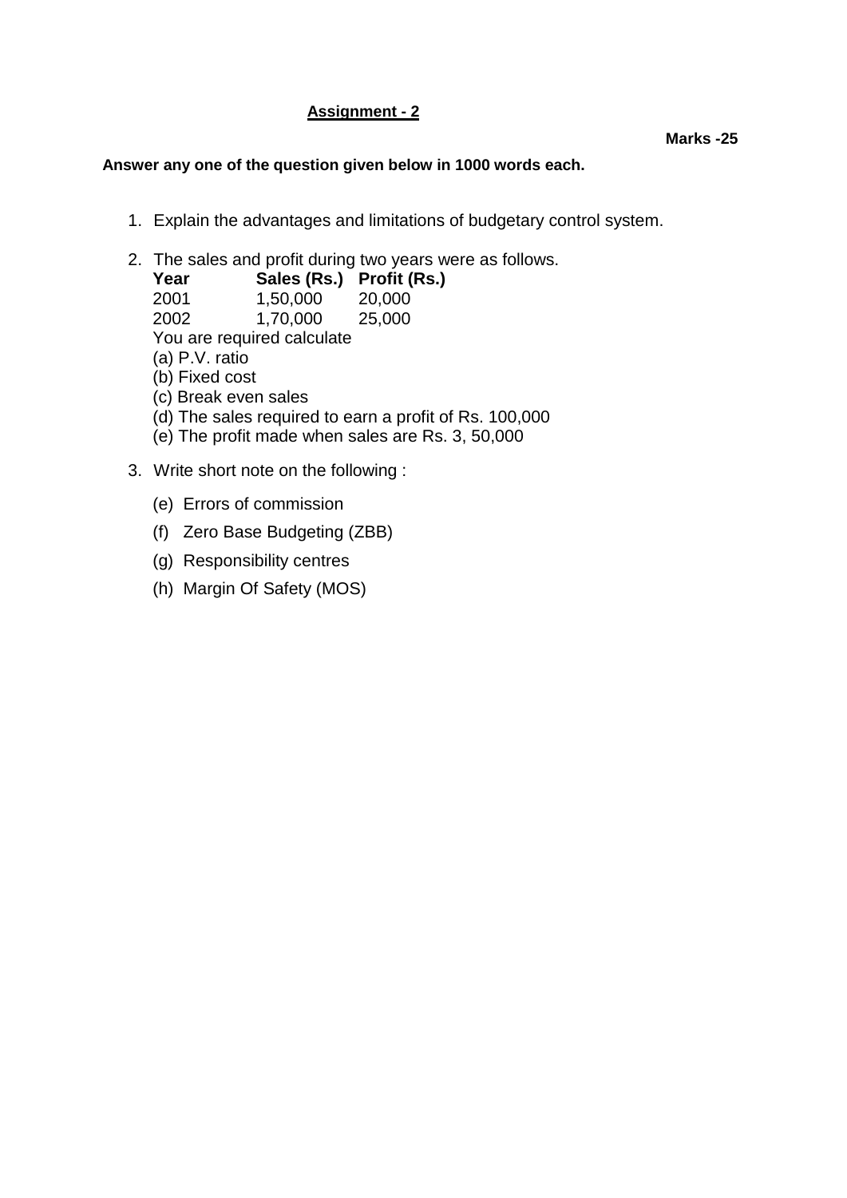## Assignment - 2

**Marks -25**

**Answer any one of the question given below in 1000 words each.**

1. Explain the advantages and limitations of budgetary control system.

2. The sales and profit during two years were as follows.

| **Year** | **Sales (Rs.)** | **Profit (Rs.)** |
|---|---|---|
| 2001 | 1,50,000 | 20,000 |
| 2002 | 1,70,000 | 25,000 |

   You are required calculate
   (a) P.V. ratio
   (b) Fixed cost
   (c) Break even sales
   (d) The sales required to earn a profit of Rs. 100,000
   (e) The profit made when sales are Rs. 3, 50,000

3. Write short note on the following :

   (e) Errors of commission

   (f) Zero Base Budgeting (ZBB)

   (g) Responsibility centres

   (h) Margin Of Safety (MOS)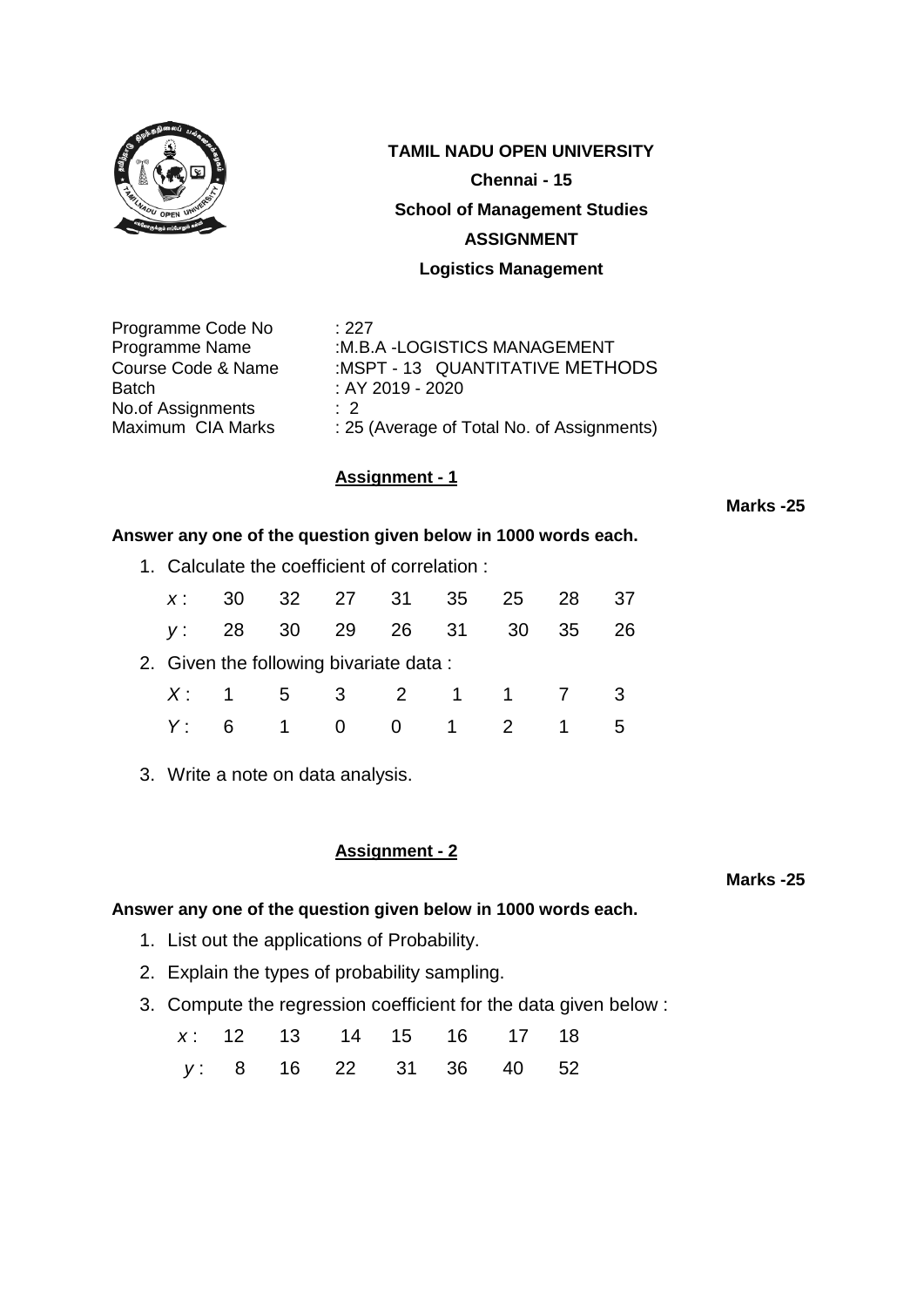**TAMIL NADU OPEN UNIVERSITY**

**Chennai - 15**

**School of Management Studies**

**ASSIGNMENT**

**Logistics Management**

| | |
|---|---|
| Programme Code No | : 227 |
| Programme Name | :M.B.A -LOGISTICS MANAGEMENT |
| Course Code & Name | :MSPT - 13 QUANTITATIVE METHODS |
| Batch | : AY 2019 - 2020 |
| No.of Assignments | : 2 |
| Maximum CIA Marks | : 25 (Average of Total No. of Assignments) |

## Assignment - 1

**Marks -25**

**Answer any one of the question given below in 1000 words each.**

1. Calculate the coefficient of correlation :

| $x$ : | 30 | 32 | 27 | 31 | 35 | 25 | 28 | 37 |
|---|---|---|---|---|---|---|---|---|
| $y$ : | 28 | 30 | 29 | 26 | 31 | 30 | 35 | 26 |

2. Given the following bivariate data :

| $X$ : | 1 | 5 | 3 | 2 | 1 | 1 | 7 | 3 |
|---|---|---|---|---|---|---|---|---|
| $Y$ : | 6 | 1 | 0 | 0 | 1 | 2 | 1 | 5 |

3. Write a note on data analysis.

## Assignment - 2

**Marks -25**

**Answer any one of the question given below in 1000 words each.**

1. List out the applications of Probability.
2. Explain the types of probability sampling.
3. Compute the regression coefficient for the data given below :

| $x$ : | 12 | 13 | 14 | 15 | 16 | 17 | 18 |
|---|---|---|---|---|---|---|---|
| $y$ : | 8 | 16 | 22 | 31 | 36 | 40 | 52 |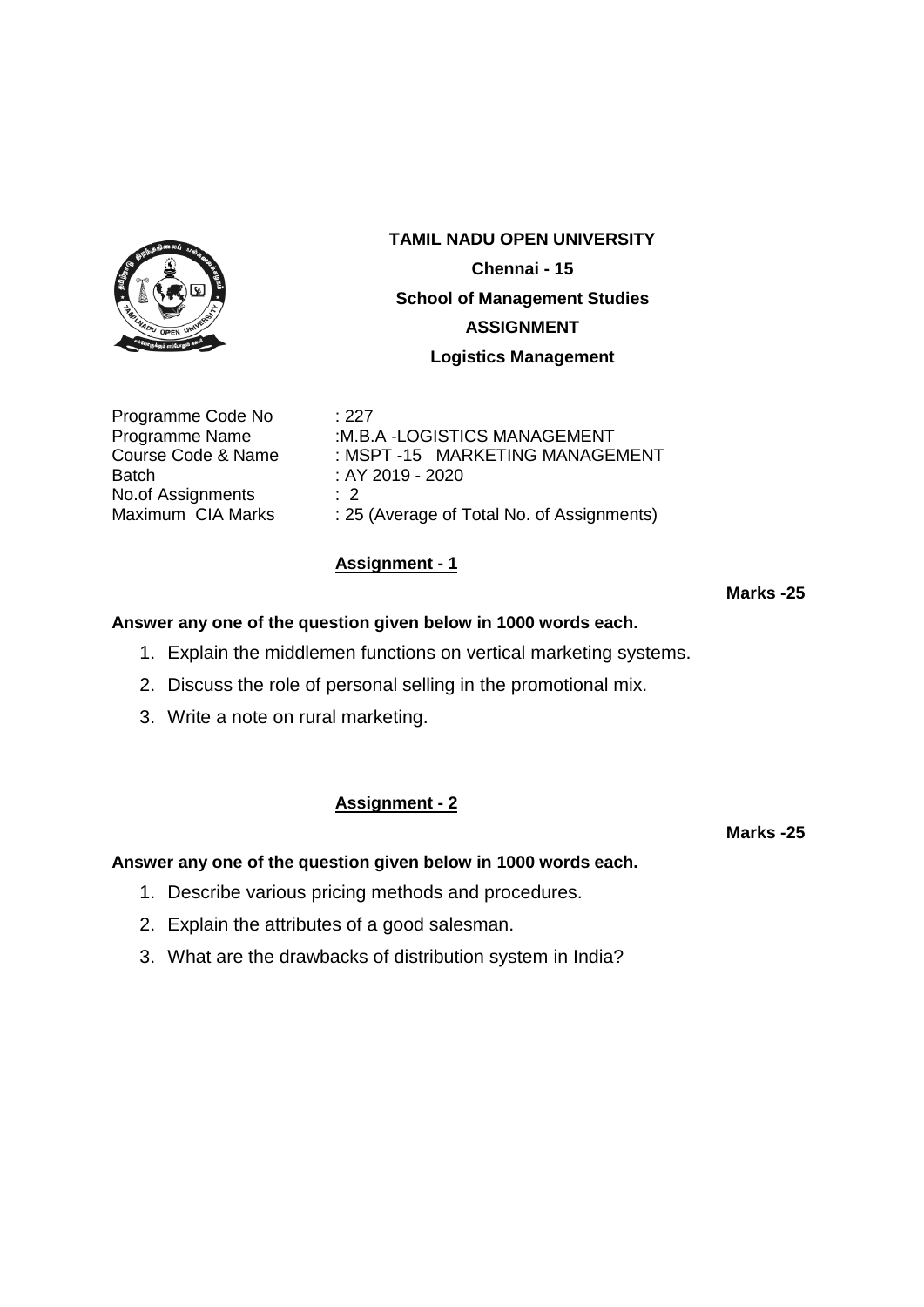**TAMIL NADU OPEN UNIVERSITY**

**Chennai - 15**

**School of Management Studies**

**ASSIGNMENT**

**Logistics Management**

Programme Code No : 227
Programme Name :M.B.A -LOGISTICS MANAGEMENT
Course Code & Name : MSPT -15 MARKETING MANAGEMENT
Batch : AY 2019 - 2020
No.of Assignments : 2
Maximum CIA Marks : 25 (Average of Total No. of Assignments)

## Assignment - 1

**Marks -25**

**Answer any one of the question given below in 1000 words each.**

1. Explain the middlemen functions on vertical marketing systems.
2. Discuss the role of personal selling in the promotional mix.
3. Write a note on rural marketing.

## Assignment - 2

**Marks -25**

**Answer any one of the question given below in 1000 words each.**

1. Describe various pricing methods and procedures.
2. Explain the attributes of a good salesman.
3. What are the drawbacks of distribution system in India?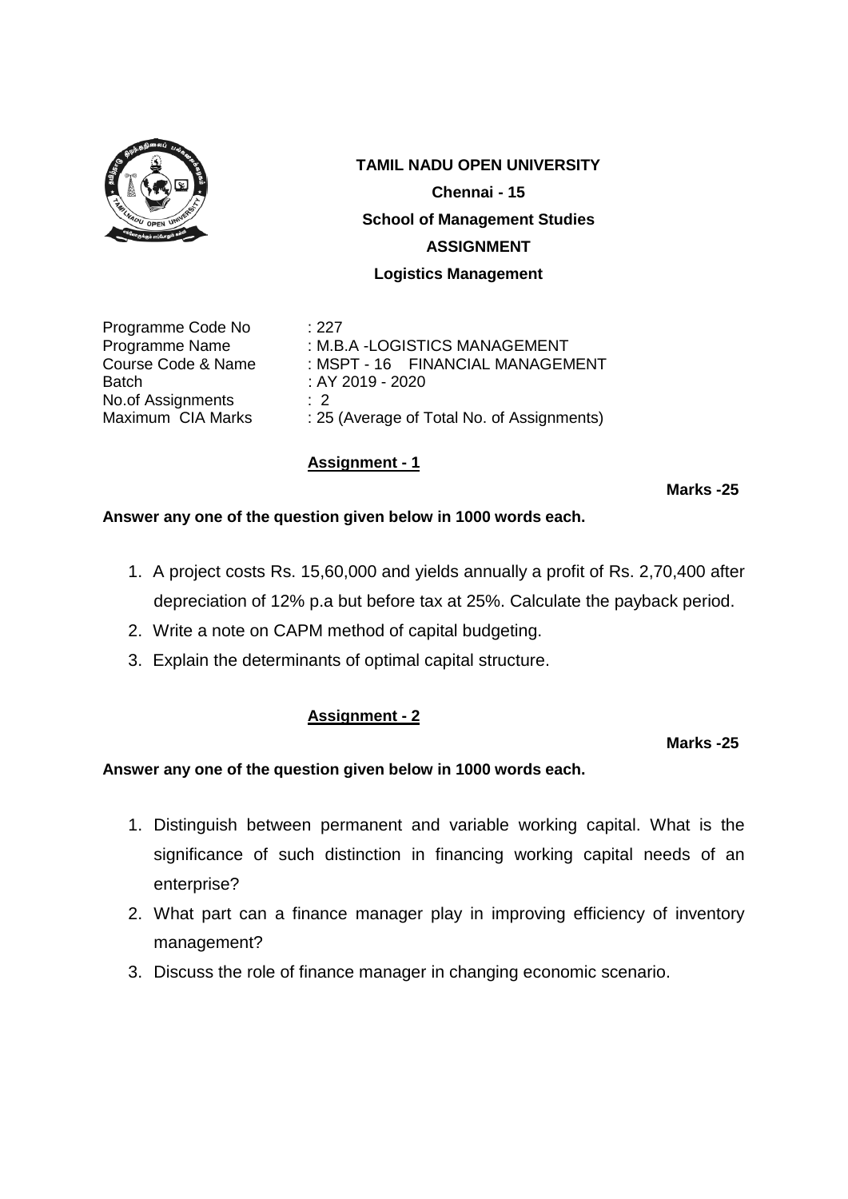**TAMIL NADU OPEN UNIVERSITY**

**Chennai - 15**

**School of Management Studies**

**ASSIGNMENT**

**Logistics Management**

| | |
|---|---|
| Programme Code No | : 227 |
| Programme Name | : M.B.A -LOGISTICS MANAGEMENT |
| Course Code & Name | : MSPT - 16 FINANCIAL MANAGEMENT |
| Batch | : AY 2019 - 2020 |
| No.of Assignments | : 2 |
| Maximum CIA Marks | : 25 (Average of Total No. of Assignments) |

## Assignment - 1

**Marks -25**

**Answer any one of the question given below in 1000 words each.**

1. A project costs Rs. 15,60,000 and yields annually a profit of Rs. 2,70,400 after depreciation of 12% p.a but before tax at 25%. Calculate the payback period.
2. Write a note on CAPM method of capital budgeting.
3. Explain the determinants of optimal capital structure.

## Assignment - 2

**Marks -25**

**Answer any one of the question given below in 1000 words each.**

1. Distinguish between permanent and variable working capital. What is the significance of such distinction in financing working capital needs of an enterprise?
2. What part can a finance manager play in improving efficiency of inventory management?
3. Discuss the role of finance manager in changing economic scenario.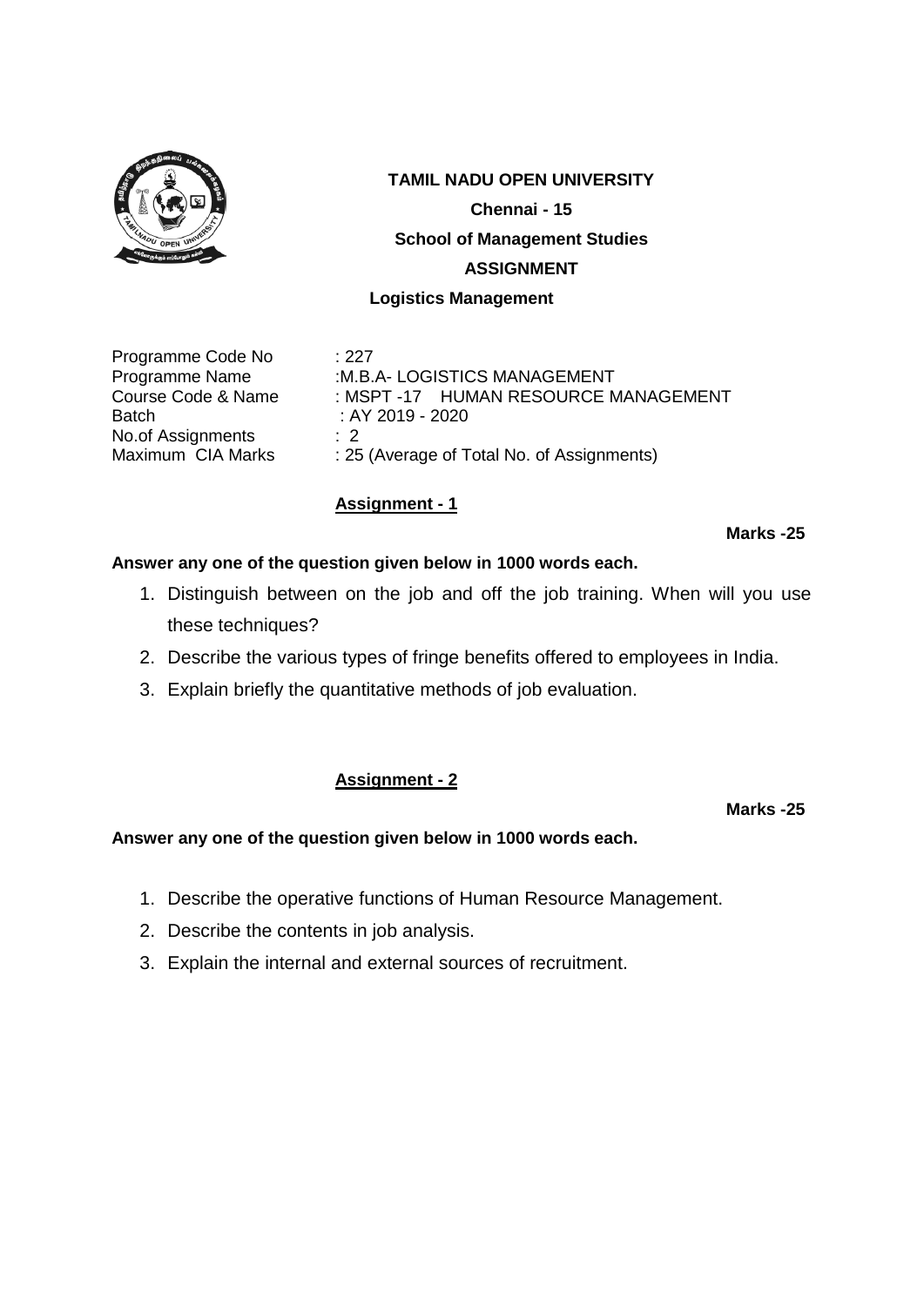**TAMIL NADU OPEN UNIVERSITY**

**Chennai - 15**

**School of Management Studies**

**ASSIGNMENT**

**Logistics Management**

| | |
|---|---|
| Programme Code No | : 227 |
| Programme Name | :M.B.A- LOGISTICS MANAGEMENT |
| Course Code & Name | : MSPT -17 HUMAN RESOURCE MANAGEMENT |
| Batch | : AY 2019 - 2020 |
| No.of Assignments | : 2 |
| Maximum CIA Marks | : 25 (Average of Total No. of Assignments) |

## Assignment - 1

**Marks -25**

**Answer any one of the question given below in 1000 words each.**

1. Distinguish between on the job and off the job training. When will you use these techniques?
2. Describe the various types of fringe benefits offered to employees in India.
3. Explain briefly the quantitative methods of job evaluation.

## Assignment - 2

**Marks -25**

**Answer any one of the question given below in 1000 words each.**

1. Describe the operative functions of Human Resource Management.
2. Describe the contents in job analysis.
3. Explain the internal and external sources of recruitment.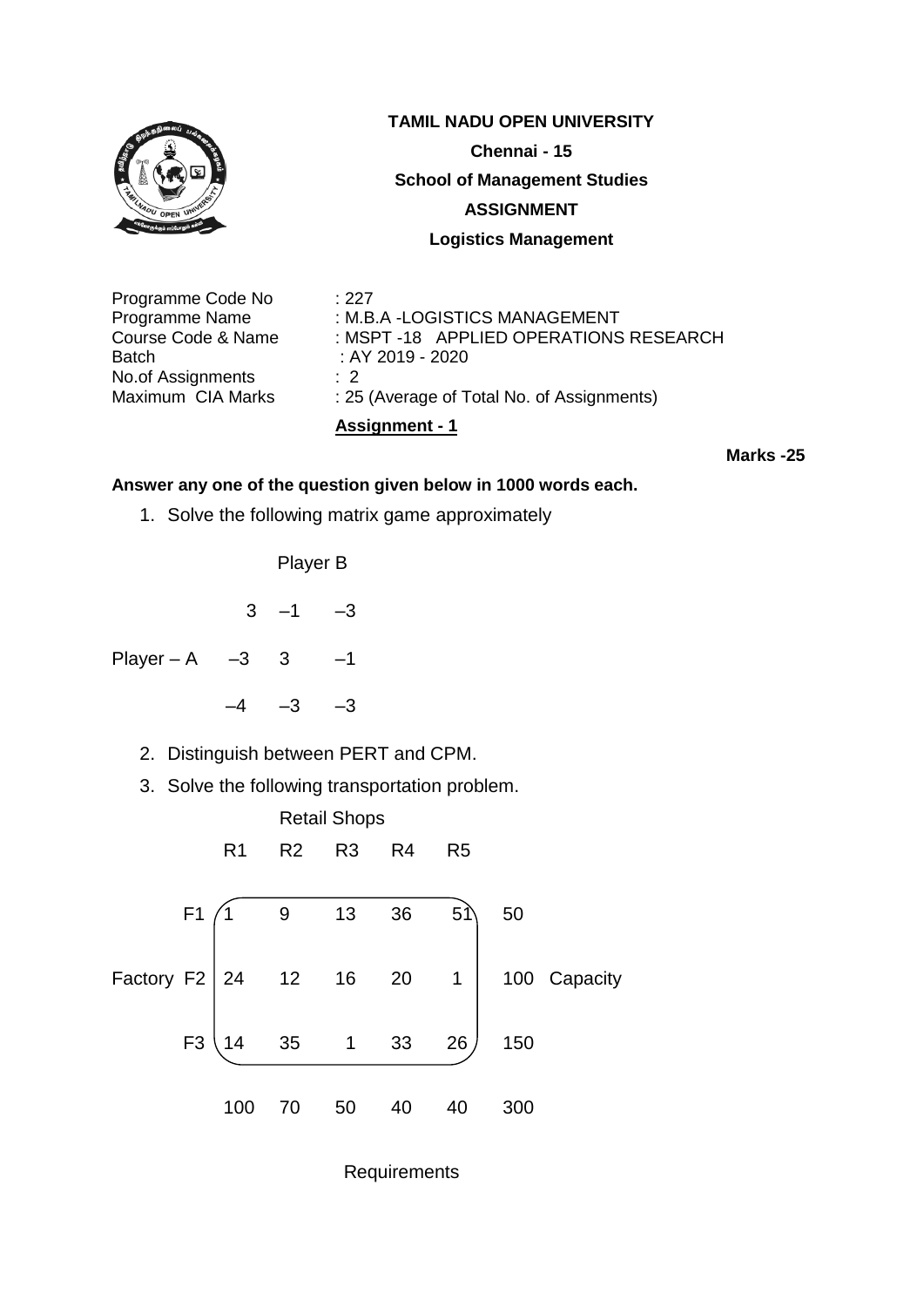**TAMIL NADU OPEN UNIVERSITY**

**Chennai - 15**

**School of Management Studies**

**ASSIGNMENT**

**Logistics Management**

| | |
|---|---|
| Programme Code No | : 227 |
| Programme Name | : M.B.A -LOGISTICS MANAGEMENT |
| Course Code & Name | : MSPT -18 APPLIED OPERATIONS RESEARCH |
| Batch | : AY 2019 - 2020 |
| No.of Assignments | : 2 |
| Maximum CIA Marks | : 25 (Average of Total No. of Assignments) |

**Assignment - 1**

**Marks -25**

**Answer any one of the question given below in 1000 words each.**

1. Solve the following matrix game approximately

| | Player B | | |
|---|---|---|---|
| | 3 | –1 | –3 |
| Player – A | –3 | 3 | –1 |
| | –4 | –3 | –3 |

2. Distinguish between PERT and CPM.
3. Solve the following transportation problem.

| | | Retail Shops | | | | | |
|---|---|---|---|---|---|---|---|
| | | R1 | R2 | R3 | R4 | R5 | |
| | F1 | 1 | 9 | 13 | 36 | 51 | 50 |
| Factory | F2 | 24 | 12 | 16 | 20 | 1 | 100 Capacity |
| | F3 | 14 | 35 | 1 | 33 | 26 | 150 |
| | | 100 | 70 | 50 | 40 | 40 | 300 |

Requirements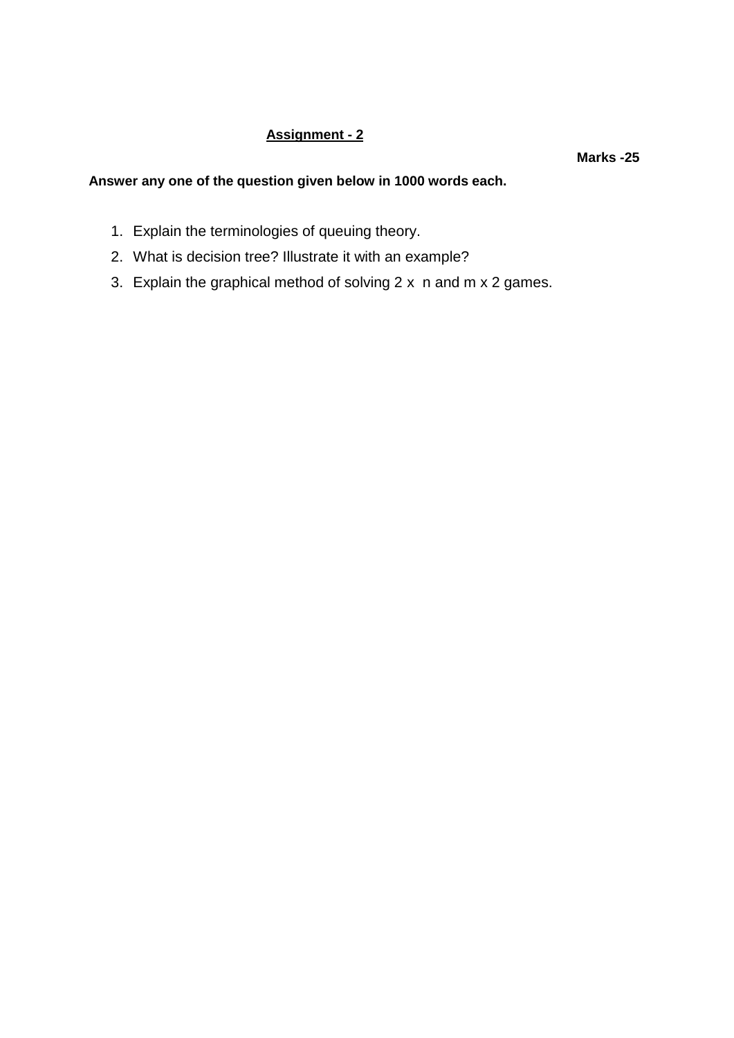## Assignment - 2

**Marks -25**

**Answer any one of the question given below in 1000 words each.**

1. Explain the terminologies of queuing theory.
2. What is decision tree? Illustrate it with an example?
3. Explain the graphical method of solving 2 x n and m x 2 games.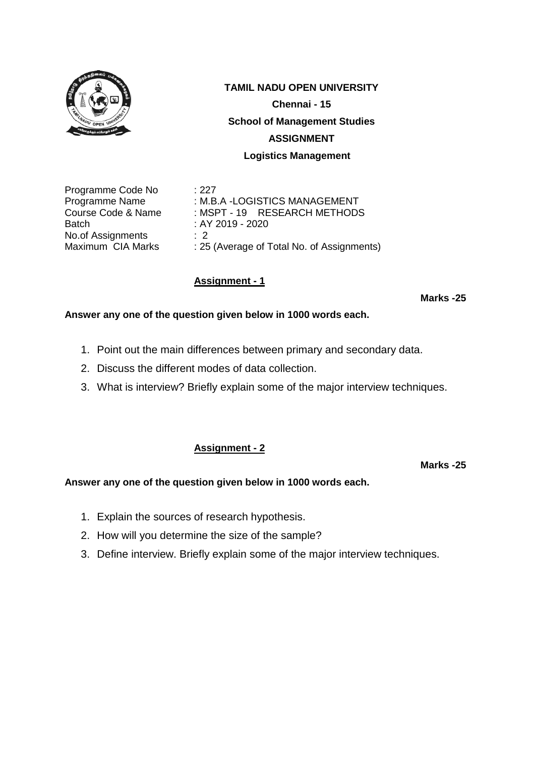**TAMIL NADU OPEN UNIVERSITY**

**Chennai - 15**

**School of Management Studies**

**ASSIGNMENT**

**Logistics Management**

| | |
|---|---|
| Programme Code No | : 227 |
| Programme Name | : M.B.A -LOGISTICS MANAGEMENT |
| Course Code & Name | : MSPT - 19 RESEARCH METHODS |
| Batch | : AY 2019 - 2020 |
| No.of Assignments | : 2 |
| Maximum CIA Marks | : 25 (Average of Total No. of Assignments) |

## Assignment - 1

**Marks -25**

**Answer any one of the question given below in 1000 words each.**

1. Point out the main differences between primary and secondary data.
2. Discuss the different modes of data collection.
3. What is interview? Briefly explain some of the major interview techniques.

## Assignment - 2

**Marks -25**

**Answer any one of the question given below in 1000 words each.**

1. Explain the sources of research hypothesis.
2. How will you determine the size of the sample?
3. Define interview. Briefly explain some of the major interview techniques.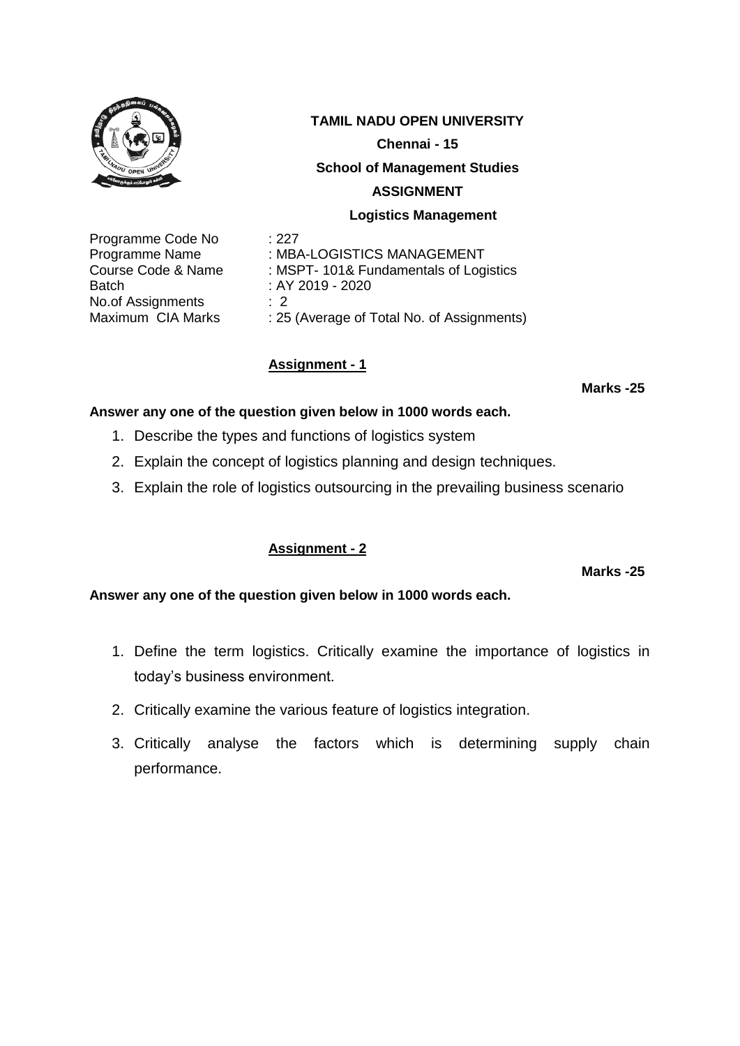**TAMIL NADU OPEN UNIVERSITY**

**Chennai - 15**

**School of Management Studies**

**ASSIGNMENT**

**Logistics Management**

Programme Code No : 227
Programme Name : MBA-LOGISTICS MANAGEMENT
Course Code & Name : MSPT- 101& Fundamentals of Logistics
Batch : AY 2019 - 2020
No.of Assignments : 2
Maximum CIA Marks : 25 (Average of Total No. of Assignments)

## Assignment - 1

**Marks -25**

**Answer any one of the question given below in 1000 words each.**

1. Describe the types and functions of logistics system
2. Explain the concept of logistics planning and design techniques.
3. Explain the role of logistics outsourcing in the prevailing business scenario

## Assignment - 2

**Marks -25**

**Answer any one of the question given below in 1000 words each.**

1. Define the term logistics. Critically examine the importance of logistics in today's business environment.
2. Critically examine the various feature of logistics integration.
3. Critically analyse the factors which is determining supply chain performance.